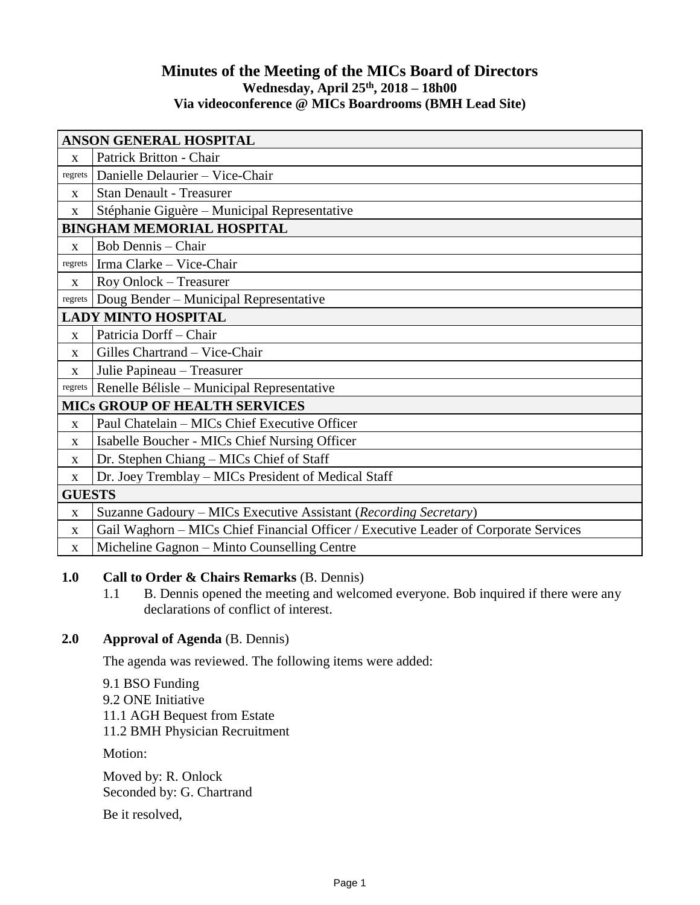# Minutes of the Meeting of the MICs Board of Directors

**Wednesday, April 25th, 2018 – 18h00**
**Via videoconference @ MICs Boardrooms (BMH Lead Site)**

| ANSON GENERAL HOSPITAL | |
|---|---|
| x | Patrick Britton - Chair |
| regrets | Danielle Delaurier – Vice-Chair |
| x | Stan Denault - Treasurer |
| x | Stéphanie Giguère – Municipal Representative |
| **BINGHAM MEMORIAL HOSPITAL** | |
| x | Bob Dennis – Chair |
| regrets | Irma Clarke – Vice-Chair |
| x | Roy Onlock – Treasurer |
| regrets | Doug Bender – Municipal Representative |
| **LADY MINTO HOSPITAL** | |
| x | Patricia Dorff – Chair |
| x | Gilles Chartrand – Vice-Chair |
| x | Julie Papineau – Treasurer |
| regrets | Renelle Bélisle – Municipal Representative |
| **MICs GROUP OF HEALTH SERVICES** | |
| x | Paul Chatelain – MICs Chief Executive Officer |
| x | Isabelle Boucher - MICs Chief Nursing Officer |
| x | Dr. Stephen Chiang – MICs Chief of Staff |
| x | Dr. Joey Tremblay – MICs President of Medical Staff |
| **GUESTS** | |
| x | Suzanne Gadoury – MICs Executive Assistant (*Recording Secretary*) |
| x | Gail Waghorn – MICs Chief Financial Officer / Executive Leader of Corporate Services |
| x | Micheline Gagnon – Minto Counselling Centre |

**1.0 Call to Order & Chairs Remarks** (B. Dennis)

1.1 B. Dennis opened the meeting and welcomed everyone. Bob inquired if there were any declarations of conflict of interest.

**2.0 Approval of Agenda** (B. Dennis)

The agenda was reviewed. The following items were added:

9.1 BSO Funding
9.2 ONE Initiative
11.1 AGH Bequest from Estate
11.2 BMH Physician Recruitment

Motion:

Moved by: R. Onlock
Seconded by: G. Chartrand

Be it resolved,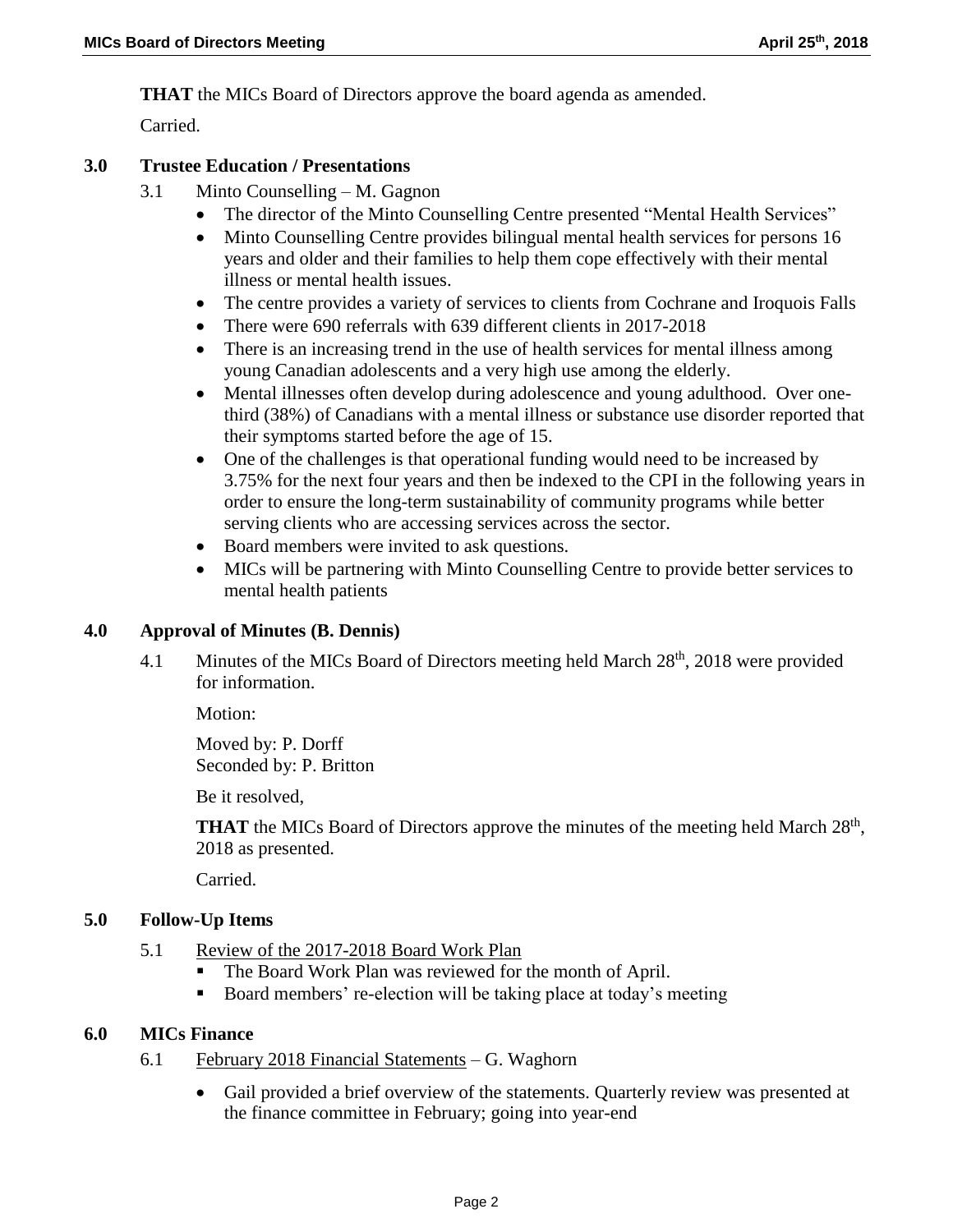**THAT** the MICs Board of Directors approve the board agenda as amended.

Carried.

## 3.0 Trustee Education / Presentations

3.1 Minto Counselling – M. Gagnon

- The director of the Minto Counselling Centre presented "Mental Health Services"
- Minto Counselling Centre provides bilingual mental health services for persons 16 years and older and their families to help them cope effectively with their mental illness or mental health issues.
- The centre provides a variety of services to clients from Cochrane and Iroquois Falls
- There were 690 referrals with 639 different clients in 2017-2018
- There is an increasing trend in the use of health services for mental illness among young Canadian adolescents and a very high use among the elderly.
- Mental illnesses often develop during adolescence and young adulthood. Over one-third (38%) of Canadians with a mental illness or substance use disorder reported that their symptoms started before the age of 15.
- One of the challenges is that operational funding would need to be increased by 3.75% for the next four years and then be indexed to the CPI in the following years in order to ensure the long-term sustainability of community programs while better serving clients who are accessing services across the sector.
- Board members were invited to ask questions.
- MICs will be partnering with Minto Counselling Centre to provide better services to mental health patients

## 4.0 Approval of Minutes (B. Dennis)

4.1 Minutes of the MICs Board of Directors meeting held March 28th, 2018 were provided for information.

Motion:

Moved by: P. Dorff
Seconded by: P. Britton

Be it resolved,

**THAT** the MICs Board of Directors approve the minutes of the meeting held March 28th, 2018 as presented.

Carried.

## 5.0 Follow-Up Items

5.1 Review of the 2017-2018 Board Work Plan

- The Board Work Plan was reviewed for the month of April.
- Board members' re-election will be taking place at today's meeting

## 6.0 MICs Finance

6.1 February 2018 Financial Statements – G. Waghorn

- Gail provided a brief overview of the statements. Quarterly review was presented at the finance committee in February; going into year-end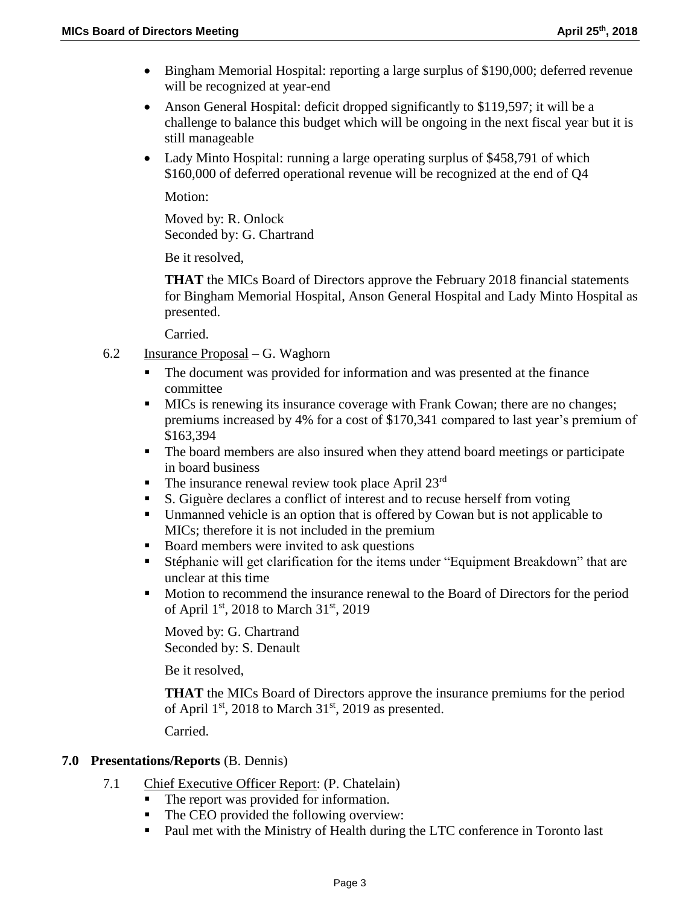- Bingham Memorial Hospital: reporting a large surplus of $190,000; deferred revenue will be recognized at year-end
- Anson General Hospital: deficit dropped significantly to $119,597; it will be a challenge to balance this budget which will be ongoing in the next fiscal year but it is still manageable
- Lady Minto Hospital: running a large operating surplus of $458,791 of which $160,000 of deferred operational revenue will be recognized at the end of Q4

  Motion:

  Moved by: R. Onlock
  Seconded by: G. Chartrand

  Be it resolved,

  **THAT** the MICs Board of Directors approve the February 2018 financial statements for Bingham Memorial Hospital, Anson General Hospital and Lady Minto Hospital as presented.

  Carried.

6.2 Insurance Proposal – G. Waghorn

- The document was provided for information and was presented at the finance committee
- MICs is renewing its insurance coverage with Frank Cowan; there are no changes; premiums increased by 4% for a cost of $170,341 compared to last year's premium of $163,394
- The board members are also insured when they attend board meetings or participate in board business
- The insurance renewal review took place April 23rd
- S. Giguère declares a conflict of interest and to recuse herself from voting
- Unmanned vehicle is an option that is offered by Cowan but is not applicable to MICs; therefore it is not included in the premium
- Board members were invited to ask questions
- Stéphanie will get clarification for the items under "Equipment Breakdown" that are unclear at this time
- Motion to recommend the insurance renewal to the Board of Directors for the period of April 1st, 2018 to March 31st, 2019

  Moved by: G. Chartrand
  Seconded by: S. Denault

  Be it resolved,

  **THAT** the MICs Board of Directors approve the insurance premiums for the period of April 1st, 2018 to March 31st, 2019 as presented.

  Carried.

## 7.0 Presentations/Reports (B. Dennis)

7.1 Chief Executive Officer Report: (P. Chatelain)

- The report was provided for information.
- The CEO provided the following overview:
- Paul met with the Ministry of Health during the LTC conference in Toronto last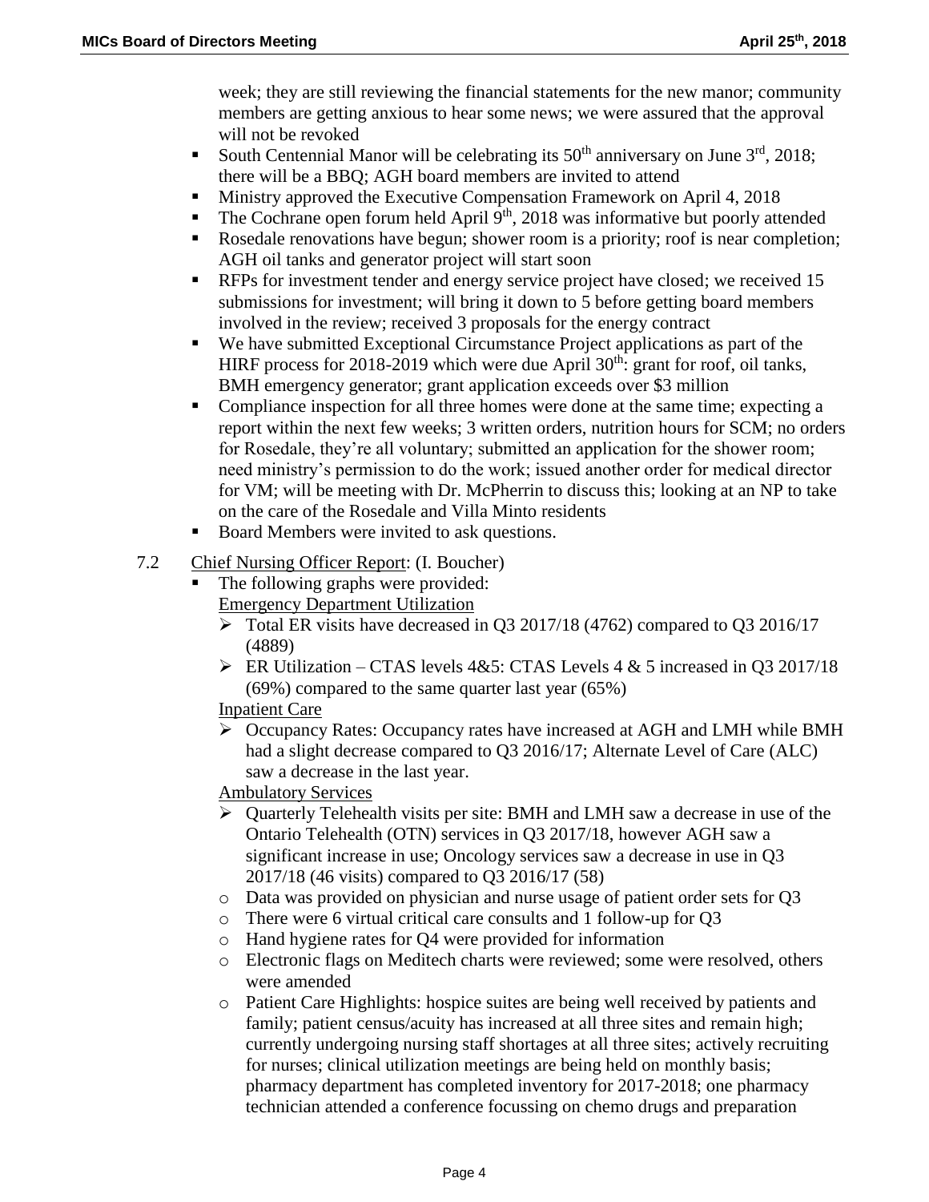week; they are still reviewing the financial statements for the new manor; community members are getting anxious to hear some news; we were assured that the approval will not be revoked

- South Centennial Manor will be celebrating its 50th anniversary on June 3rd, 2018; there will be a BBQ; AGH board members are invited to attend
- Ministry approved the Executive Compensation Framework on April 4, 2018
- The Cochrane open forum held April 9th, 2018 was informative but poorly attended
- Rosedale renovations have begun; shower room is a priority; roof is near completion; AGH oil tanks and generator project will start soon
- RFPs for investment tender and energy service project have closed; we received 15 submissions for investment; will bring it down to 5 before getting board members involved in the review; received 3 proposals for the energy contract
- We have submitted Exceptional Circumstance Project applications as part of the HIRF process for 2018-2019 which were due April 30th: grant for roof, oil tanks, BMH emergency generator; grant application exceeds over $3 million
- Compliance inspection for all three homes were done at the same time; expecting a report within the next few weeks; 3 written orders, nutrition hours for SCM; no orders for Rosedale, they're all voluntary; submitted an application for the shower room; need ministry's permission to do the work; issued another order for medical director for VM; will be meeting with Dr. McPherrin to discuss this; looking at an NP to take on the care of the Rosedale and Villa Minto residents
- Board Members were invited to ask questions.

7.2 Chief Nursing Officer Report: (I. Boucher)

- The following graphs were provided:

  Emergency Department Utilization

  - Total ER visits have decreased in Q3 2017/18 (4762) compared to Q3 2016/17 (4889)
  - ER Utilization – CTAS levels 4&5: CTAS Levels 4 & 5 increased in Q3 2017/18 (69%) compared to the same quarter last year (65%)

  Inpatient Care

  - Occupancy Rates: Occupancy rates have increased at AGH and LMH while BMH had a slight decrease compared to Q3 2016/17; Alternate Level of Care (ALC) saw a decrease in the last year.

  Ambulatory Services

  - Quarterly Telehealth visits per site: BMH and LMH saw a decrease in use of the Ontario Telehealth (OTN) services in Q3 2017/18, however AGH saw a significant increase in use; Oncology services saw a decrease in use in Q3 2017/18 (46 visits) compared to Q3 2016/17 (58)

  - Data was provided on physician and nurse usage of patient order sets for Q3
  - There were 6 virtual critical care consults and 1 follow-up for Q3
  - Hand hygiene rates for Q4 were provided for information
  - Electronic flags on Meditech charts were reviewed; some were resolved, others were amended
  - Patient Care Highlights: hospice suites are being well received by patients and family; patient census/acuity has increased at all three sites and remain high; currently undergoing nursing staff shortages at all three sites; actively recruiting for nurses; clinical utilization meetings are being held on monthly basis; pharmacy department has completed inventory for 2017-2018; one pharmacy technician attended a conference focussing on chemo drugs and preparation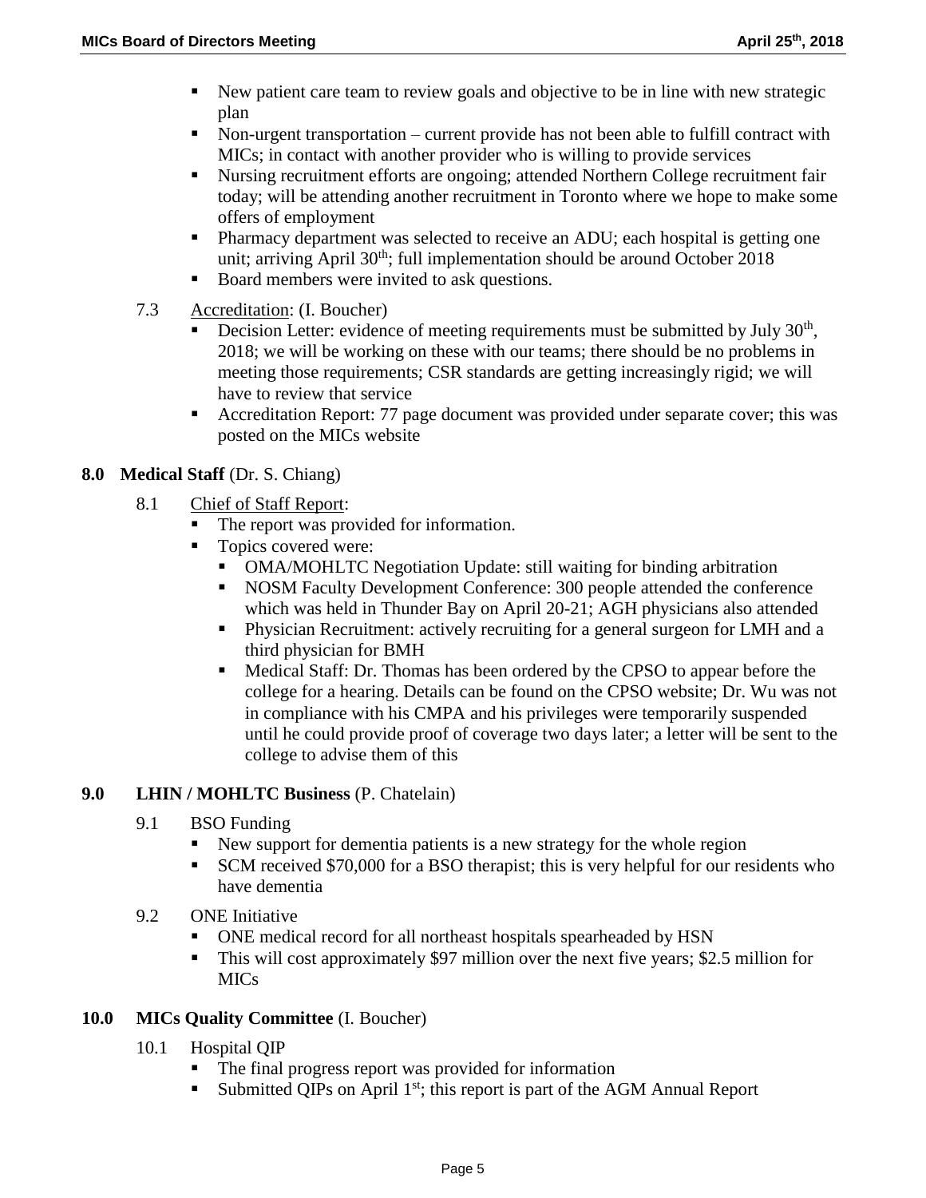- New patient care team to review goals and objective to be in line with new strategic plan
- Non-urgent transportation – current provide has not been able to fulfill contract with MICs; in contact with another provider who is willing to provide services
- Nursing recruitment efforts are ongoing; attended Northern College recruitment fair today; will be attending another recruitment in Toronto where we hope to make some offers of employment
- Pharmacy department was selected to receive an ADU; each hospital is getting one unit; arriving April 30th; full implementation should be around October 2018
- Board members were invited to ask questions.

7.3 Accreditation: (I. Boucher)

- Decision Letter: evidence of meeting requirements must be submitted by July 30th, 2018; we will be working on these with our teams; there should be no problems in meeting those requirements; CSR standards are getting increasingly rigid; we will have to review that service
- Accreditation Report: 77 page document was provided under separate cover; this was posted on the MICs website

**8.0 Medical Staff** (Dr. S. Chiang)

8.1 Chief of Staff Report:

- The report was provided for information.
- Topics covered were:
  - OMA/MOHLTC Negotiation Update: still waiting for binding arbitration
  - NOSM Faculty Development Conference: 300 people attended the conference which was held in Thunder Bay on April 20-21; AGH physicians also attended
  - Physician Recruitment: actively recruiting for a general surgeon for LMH and a third physician for BMH
  - Medical Staff: Dr. Thomas has been ordered by the CPSO to appear before the college for a hearing. Details can be found on the CPSO website; Dr. Wu was not in compliance with his CMPA and his privileges were temporarily suspended until he could provide proof of coverage two days later; a letter will be sent to the college to advise them of this

**9.0 LHIN / MOHLTC Business** (P. Chatelain)

9.1 BSO Funding

- New support for dementia patients is a new strategy for the whole region
- SCM received $70,000 for a BSO therapist; this is very helpful for our residents who have dementia

9.2 ONE Initiative

- ONE medical record for all northeast hospitals spearheaded by HSN
- This will cost approximately $97 million over the next five years; $2.5 million for MICs

**10.0 MICs Quality Committee** (I. Boucher)

10.1 Hospital QIP

- The final progress report was provided for information
- Submitted QIPs on April 1st; this report is part of the AGM Annual Report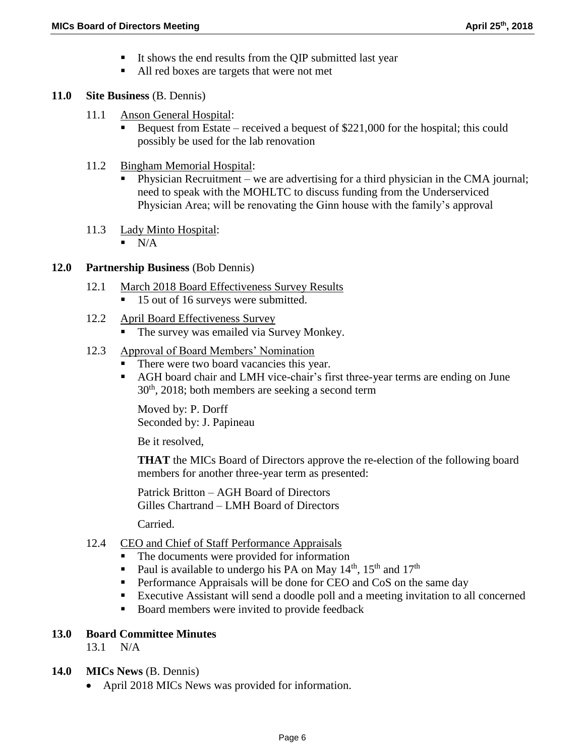- It shows the end results from the QIP submitted last year
- All red boxes are targets that were not met

## 11.0 Site Business (B. Dennis)

11.1 Anson General Hospital:

- Bequest from Estate – received a bequest of $221,000 for the hospital; this could possibly be used for the lab renovation

11.2 Bingham Memorial Hospital:

- Physician Recruitment – we are advertising for a third physician in the CMA journal; need to speak with the MOHLTC to discuss funding from the Underserviced Physician Area; will be renovating the Ginn house with the family's approval

11.3 Lady Minto Hospital:

- N/A

## 12.0 Partnership Business (Bob Dennis)

12.1 March 2018 Board Effectiveness Survey Results

- 15 out of 16 surveys were submitted.

12.2 April Board Effectiveness Survey

- The survey was emailed via Survey Monkey.

12.3 Approval of Board Members' Nomination

- There were two board vacancies this year.
- AGH board chair and LMH vice-chair's first three-year terms are ending on June 30th, 2018; both members are seeking a second term

Moved by: P. Dorff
Seconded by: J. Papineau

Be it resolved,

**THAT** the MICs Board of Directors approve the re-election of the following board members for another three-year term as presented:

Patrick Britton – AGH Board of Directors
Gilles Chartrand – LMH Board of Directors

Carried.

12.4 CEO and Chief of Staff Performance Appraisals

- The documents were provided for information
- Paul is available to undergo his PA on May 14th, 15th and 17th
- Performance Appraisals will be done for CEO and CoS on the same day
- Executive Assistant will send a doodle poll and a meeting invitation to all concerned
- Board members were invited to provide feedback

## 13.0 Board Committee Minutes

13.1 N/A

## 14.0 MICs News (B. Dennis)

- April 2018 MICs News was provided for information.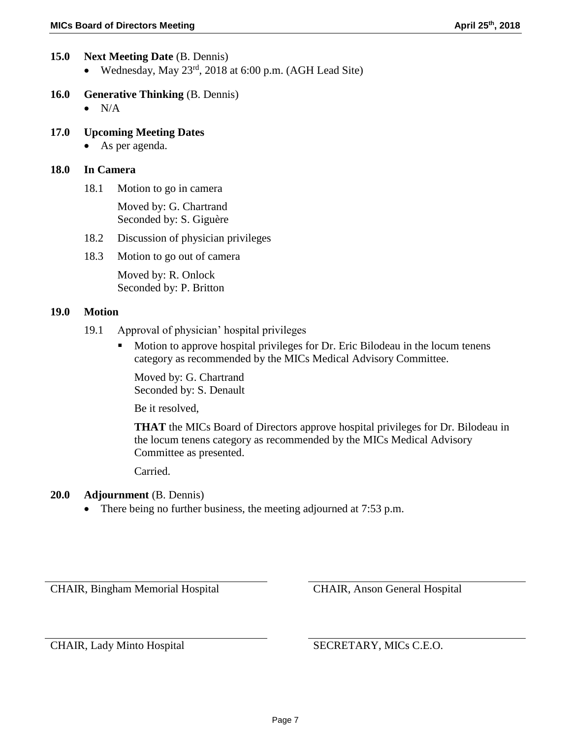**15.0 Next Meeting Date** (B. Dennis)

- Wednesday, May 23rd, 2018 at 6:00 p.m. (AGH Lead Site)

**16.0 Generative Thinking** (B. Dennis)

- N/A

**17.0 Upcoming Meeting Dates**

- As per agenda.

**18.0 In Camera**

18.1 Motion to go in camera

Moved by: G. Chartrand
Seconded by: S. Giguère

18.2 Discussion of physician privileges

18.3 Motion to go out of camera

Moved by: R. Onlock
Seconded by: P. Britton

**19.0 Motion**

19.1 Approval of physician' hospital privileges

- Motion to approve hospital privileges for Dr. Eric Bilodeau in the locum tenens category as recommended by the MICs Medical Advisory Committee.

  Moved by: G. Chartrand
  Seconded by: S. Denault

  Be it resolved,

  **THAT** the MICs Board of Directors approve hospital privileges for Dr. Bilodeau in the locum tenens category as recommended by the MICs Medical Advisory Committee as presented.

  Carried.

**20.0 Adjournment** (B. Dennis)

- There being no further business, the meeting adjourned at 7:53 p.m.

CHAIR, Bingham Memorial Hospital

CHAIR, Anson General Hospital

CHAIR, Lady Minto Hospital

SECRETARY, MICs C.E.O.